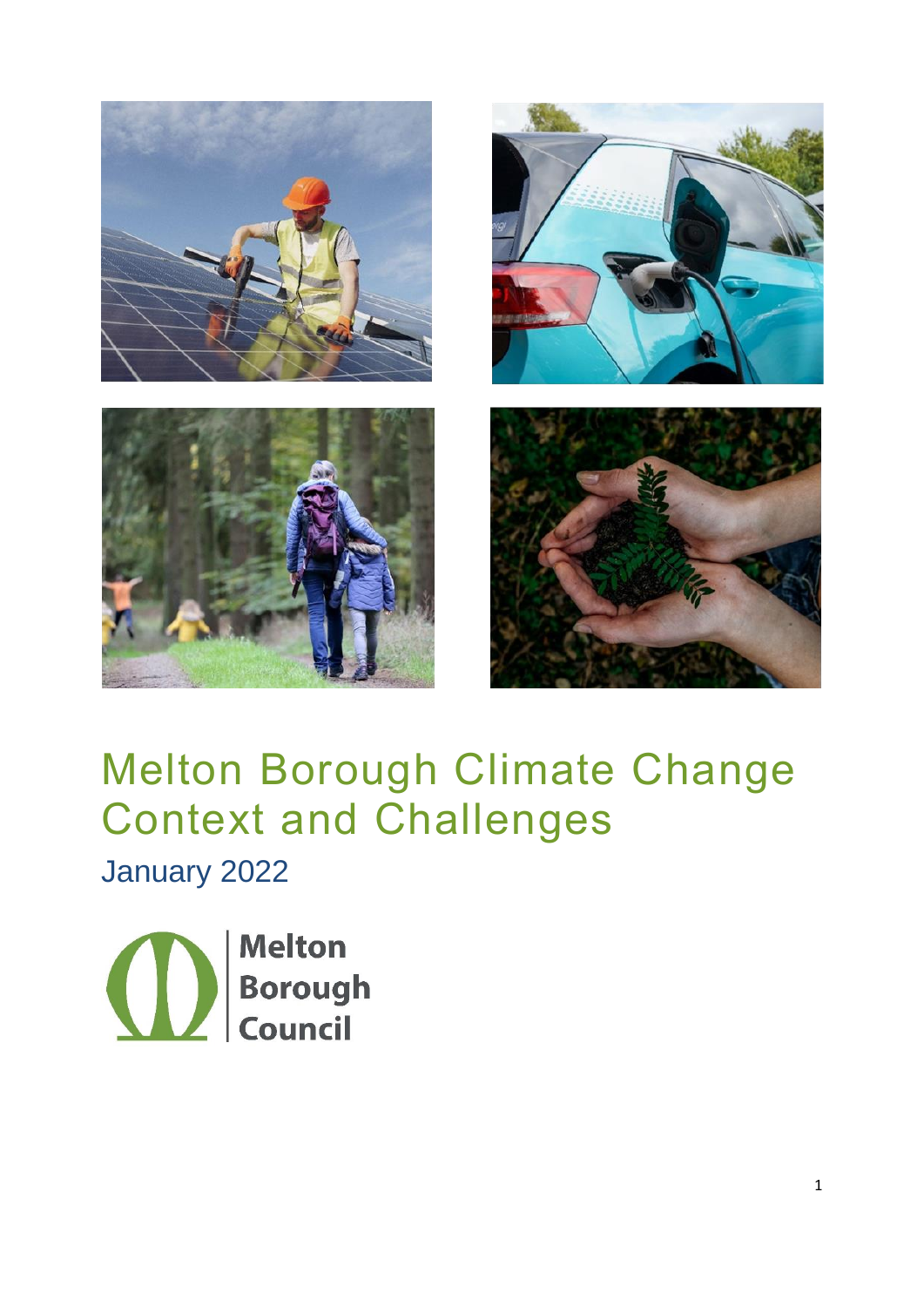# Melton Borough Climate Change Context and Challenges

January 2022

Melton Borough Council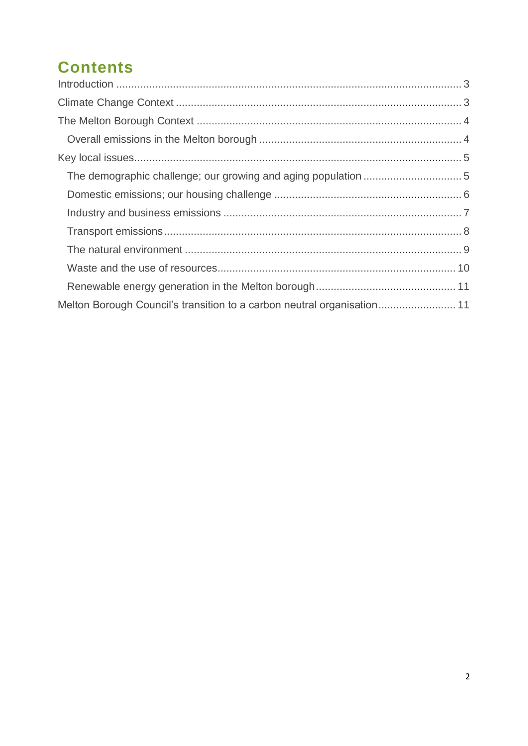# Contents

- Introduction ... 3
- Climate Change Context ... 3
- The Melton Borough Context ... 4
  - Overall emissions in the Melton borough ... 4
- Key local issues ... 5
  - The demographic challenge; our growing and aging population ... 5
  - Domestic emissions; our housing challenge ... 6
  - Industry and business emissions ... 7
  - Transport emissions ... 8
  - The natural environment ... 9
  - Waste and the use of resources ... 10
  - Renewable energy generation in the Melton borough ... 11
- Melton Borough Council's transition to a carbon neutral organisation ... 11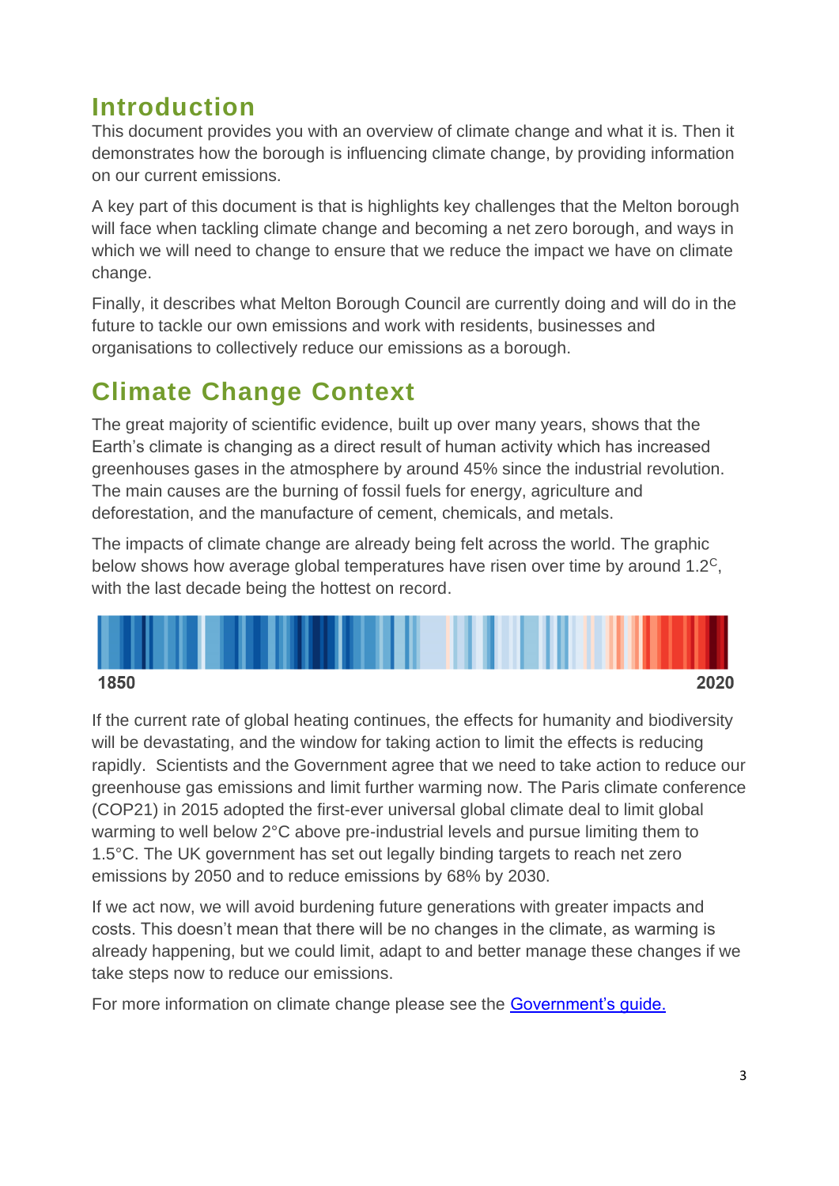## Introduction

This document provides you with an overview of climate change and what it is. Then it demonstrates how the borough is influencing climate change, by providing information on our current emissions.

A key part of this document is that is highlights key challenges that the Melton borough will face when tackling climate change and becoming a net zero borough, and ways in which we will need to change to ensure that we reduce the impact we have on climate change.

Finally, it describes what Melton Borough Council are currently doing and will do in the future to tackle our own emissions and work with residents, businesses and organisations to collectively reduce our emissions as a borough.

## Climate Change Context

The great majority of scientific evidence, built up over many years, shows that the Earth's climate is changing as a direct result of human activity which has increased greenhouses gases in the atmosphere by around 45% since the industrial revolution. The main causes are the burning of fossil fuels for energy, agriculture and deforestation, and the manufacture of cement, chemicals, and metals.

The impacts of climate change are already being felt across the world. The graphic below shows how average global temperatures have risen over time by around 1.2$^{C}$, with the last decade being the hottest on record.

1850 2020

If the current rate of global heating continues, the effects for humanity and biodiversity will be devastating, and the window for taking action to limit the effects is reducing rapidly. Scientists and the Government agree that we need to take action to reduce our greenhouse gas emissions and limit further warming now. The Paris climate conference (COP21) in 2015 adopted the first-ever universal global climate deal to limit global warming to well below 2°C above pre-industrial levels and pursue limiting them to 1.5°C. The UK government has set out legally binding targets to reach net zero emissions by 2050 and to reduce emissions by 68% by 2030.

If we act now, we will avoid burdening future generations with greater impacts and costs. This doesn't mean that there will be no changes in the climate, as warming is already happening, but we could limit, adapt to and better manage these changes if we take steps now to reduce our emissions.

For more information on climate change please see the Government's guide.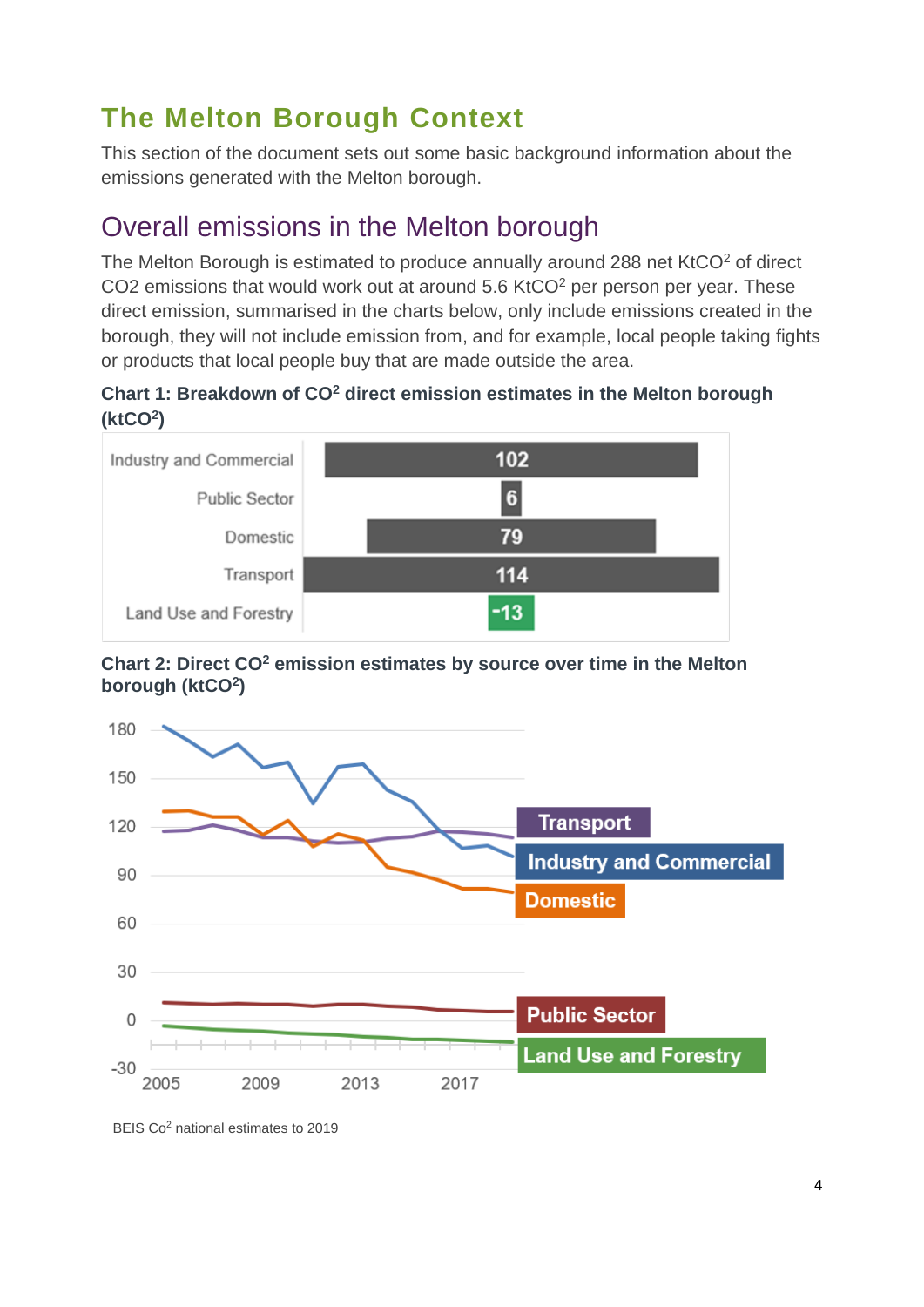# The Melton Borough Context

This section of the document sets out some basic background information about the emissions generated with the Melton borough.

## Overall emissions in the Melton borough

The Melton Borough is estimated to produce annually around 288 net $KtCO^2$ of direct CO2 emissions that would work out at around 5.6 $KtCO^2$ per person per year. These direct emission, summarised in the charts below, only include emissions created in the borough, they will not include emission from, and for example, local people taking fights or products that local people buy that are made outside the area.

**Chart 1: Breakdown of $CO^2$ direct emission estimates in the Melton borough ($ktCO^2$)**

| Sector | $ktCO^2$ |
| --- | --- |
| Industry and Commercial | 102 |
| Public Sector | 6 |
| Domestic | 79 |
| Transport | 114 |
| Land Use and Forestry | -13 |

**Chart 2: Direct $CO^2$ emission estimates by source over time in the Melton borough ($ktCO^2$)**

BEIS $Co^2$ national estimates to 2019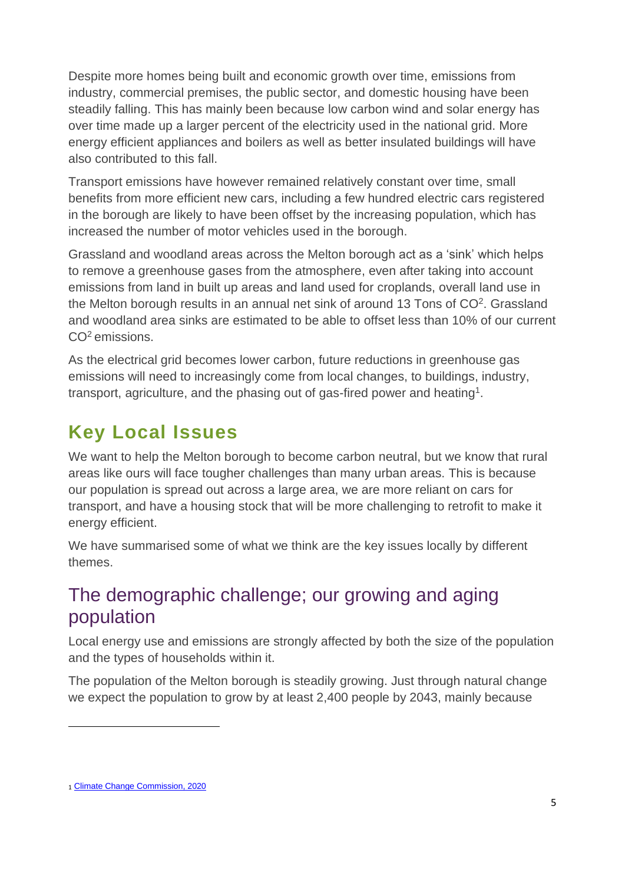Despite more homes being built and economic growth over time, emissions from industry, commercial premises, the public sector, and domestic housing have been steadily falling. This has mainly been because low carbon wind and solar energy has over time made up a larger percent of the electricity used in the national grid. More energy efficient appliances and boilers as well as better insulated buildings will have also contributed to this fall.

Transport emissions have however remained relatively constant over time, small benefits from more efficient new cars, including a few hundred electric cars registered in the borough are likely to have been offset by the increasing population, which has increased the number of motor vehicles used in the borough.

Grassland and woodland areas across the Melton borough act as a 'sink' which helps to remove a greenhouse gases from the atmosphere, even after taking into account emissions from land in built up areas and land used for croplands, overall land use in the Melton borough results in an annual net sink of around 13 Tons of $CO^2$. Grassland and woodland area sinks are estimated to be able to offset less than 10% of our current $CO^2$ emissions.

As the electrical grid becomes lower carbon, future reductions in greenhouse gas emissions will need to increasingly come from local changes, to buildings, industry, transport, agriculture, and the phasing out of gas-fired power and heating[1].

## Key Local Issues

We want to help the Melton borough to become carbon neutral, but we know that rural areas like ours will face tougher challenges than many urban areas. This is because our population is spread out across a large area, we are more reliant on cars for transport, and have a housing stock that will be more challenging to retrofit to make it energy efficient.

We have summarised some of what we think are the key issues locally by different themes.

### The demographic challenge; our growing and aging population

Local energy use and emissions are strongly affected by both the size of the population and the types of households within it.

The population of the Melton borough is steadily growing. Just through natural change we expect the population to grow by at least 2,400 people by 2043, mainly because

---

[1] [Climate Change Commission, 2020]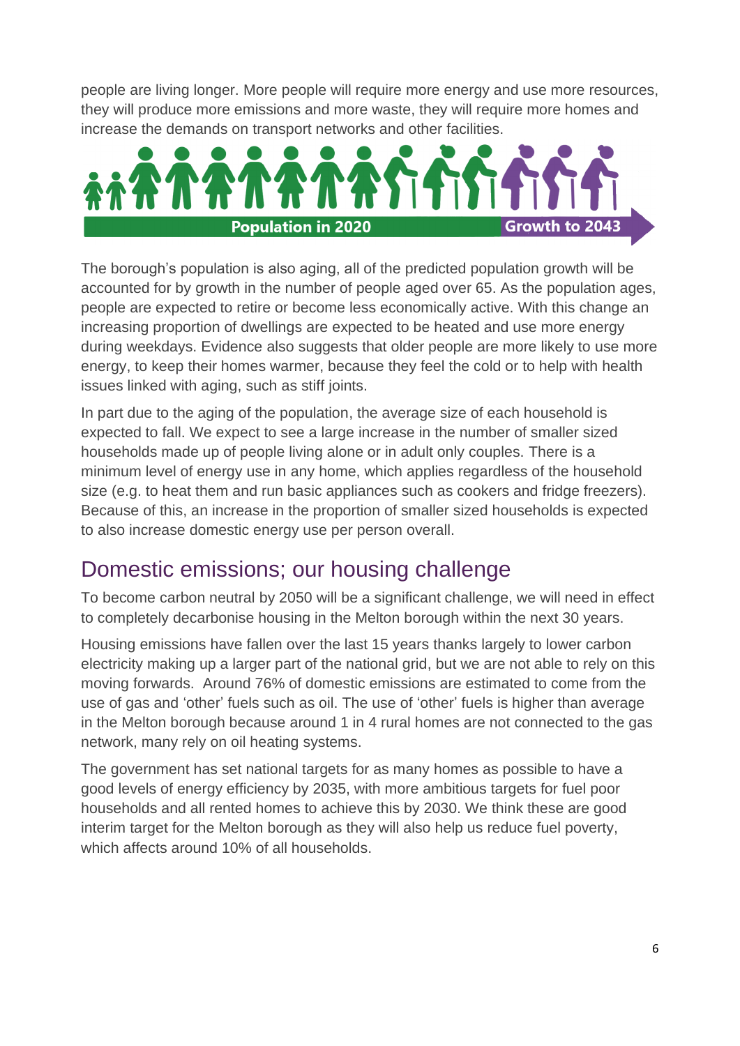people are living longer. More people will require more energy and use more resources, they will produce more emissions and more waste, they will require more homes and increase the demands on transport networks and other facilities.

Population in 2020 Growth to 2043

The borough's population is also aging, all of the predicted population growth will be accounted for by growth in the number of people aged over 65. As the population ages, people are expected to retire or become less economically active. With this change an increasing proportion of dwellings are expected to be heated and use more energy during weekdays. Evidence also suggests that older people are more likely to use more energy, to keep their homes warmer, because they feel the cold or to help with health issues linked with aging, such as stiff joints.

In part due to the aging of the population, the average size of each household is expected to fall. We expect to see a large increase in the number of smaller sized households made up of people living alone or in adult only couples. There is a minimum level of energy use in any home, which applies regardless of the household size (e.g. to heat them and run basic appliances such as cookers and fridge freezers). Because of this, an increase in the proportion of smaller sized households is expected to also increase domestic energy use per person overall.

## Domestic emissions; our housing challenge

To become carbon neutral by 2050 will be a significant challenge, we will need in effect to completely decarbonise housing in the Melton borough within the next 30 years.

Housing emissions have fallen over the last 15 years thanks largely to lower carbon electricity making up a larger part of the national grid, but we are not able to rely on this moving forwards. Around 76% of domestic emissions are estimated to come from the use of gas and 'other' fuels such as oil. The use of 'other' fuels is higher than average in the Melton borough because around 1 in 4 rural homes are not connected to the gas network, many rely on oil heating systems.

The government has set national targets for as many homes as possible to have a good levels of energy efficiency by 2035, with more ambitious targets for fuel poor households and all rented homes to achieve this by 2030. We think these are good interim target for the Melton borough as they will also help us reduce fuel poverty, which affects around 10% of all households.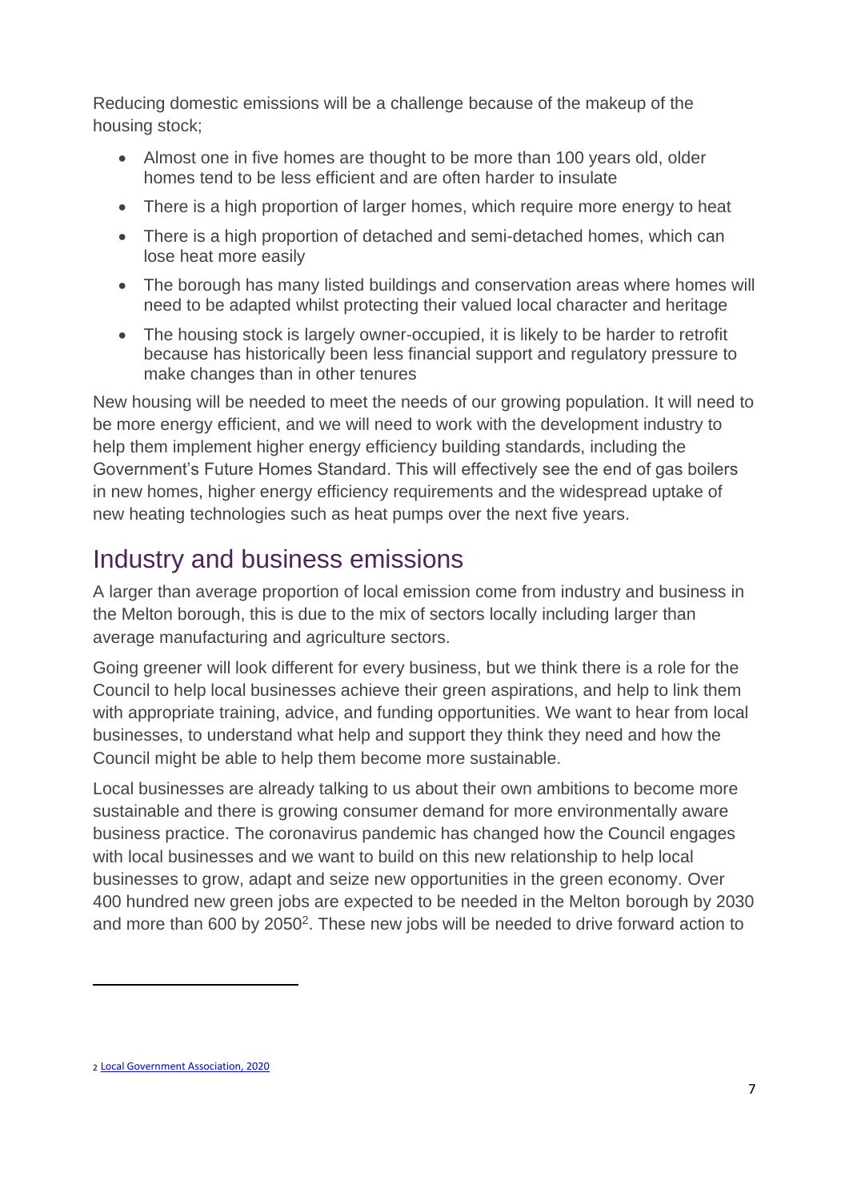Reducing domestic emissions will be a challenge because of the makeup of the housing stock;

- Almost one in five homes are thought to be more than 100 years old, older homes tend to be less efficient and are often harder to insulate
- There is a high proportion of larger homes, which require more energy to heat
- There is a high proportion of detached and semi-detached homes, which can lose heat more easily
- The borough has many listed buildings and conservation areas where homes will need to be adapted whilst protecting their valued local character and heritage
- The housing stock is largely owner-occupied, it is likely to be harder to retrofit because has historically been less financial support and regulatory pressure to make changes than in other tenures

New housing will be needed to meet the needs of our growing population. It will need to be more energy efficient, and we will need to work with the development industry to help them implement higher energy efficiency building standards, including the Government's Future Homes Standard. This will effectively see the end of gas boilers in new homes, higher energy efficiency requirements and the widespread uptake of new heating technologies such as heat pumps over the next five years.

## Industry and business emissions

A larger than average proportion of local emission come from industry and business in the Melton borough, this is due to the mix of sectors locally including larger than average manufacturing and agriculture sectors.

Going greener will look different for every business, but we think there is a role for the Council to help local businesses achieve their green aspirations, and help to link them with appropriate training, advice, and funding opportunities. We want to hear from local businesses, to understand what help and support they think they need and how the Council might be able to help them become more sustainable.

Local businesses are already talking to us about their own ambitions to become more sustainable and there is growing consumer demand for more environmentally aware business practice. The coronavirus pandemic has changed how the Council engages with local businesses and we want to build on this new relationship to help local businesses to grow, adapt and seize new opportunities in the green economy. Over 400 hundred new green jobs are expected to be needed in the Melton borough by 2030 and more than 600 by 2050[2]. These new jobs will be needed to drive forward action to

---

2 Local Government Association, 2020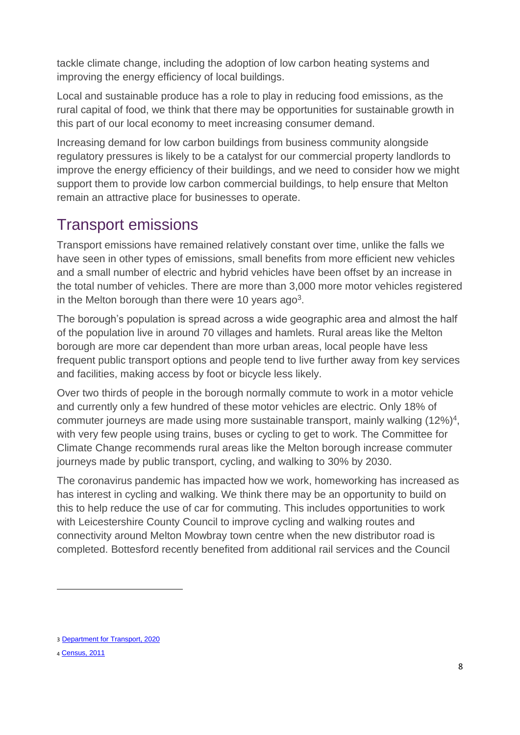tackle climate change, including the adoption of low carbon heating systems and improving the energy efficiency of local buildings.

Local and sustainable produce has a role to play in reducing food emissions, as the rural capital of food, we think that there may be opportunities for sustainable growth in this part of our local economy to meet increasing consumer demand.

Increasing demand for low carbon buildings from business community alongside regulatory pressures is likely to be a catalyst for our commercial property landlords to improve the energy efficiency of their buildings, and we need to consider how we might support them to provide low carbon commercial buildings, to help ensure that Melton remain an attractive place for businesses to operate.

## Transport emissions

Transport emissions have remained relatively constant over time, unlike the falls we have seen in other types of emissions, small benefits from more efficient new vehicles and a small number of electric and hybrid vehicles have been offset by an increase in the total number of vehicles. There are more than 3,000 more motor vehicles registered in the Melton borough than there were 10 years ago[3].

The borough's population is spread across a wide geographic area and almost the half of the population live in around 70 villages and hamlets. Rural areas like the Melton borough are more car dependent than more urban areas, local people have less frequent public transport options and people tend to live further away from key services and facilities, making access by foot or bicycle less likely.

Over two thirds of people in the borough normally commute to work in a motor vehicle and currently only a few hundred of these motor vehicles are electric. Only 18% of commuter journeys are made using more sustainable transport, mainly walking (12%)[4], with very few people using trains, buses or cycling to get to work. The Committee for Climate Change recommends rural areas like the Melton borough increase commuter journeys made by public transport, cycling, and walking to 30% by 2030.

The coronavirus pandemic has impacted how we work, homeworking has increased as has interest in cycling and walking. We think there may be an opportunity to build on this to help reduce the use of car for commuting. This includes opportunities to work with Leicestershire County Council to improve cycling and walking routes and connectivity around Melton Mowbray town centre when the new distributor road is completed. Bottesford recently benefited from additional rail services and the Council

---

[3] Department for Transport, 2020

[4] Census, 2011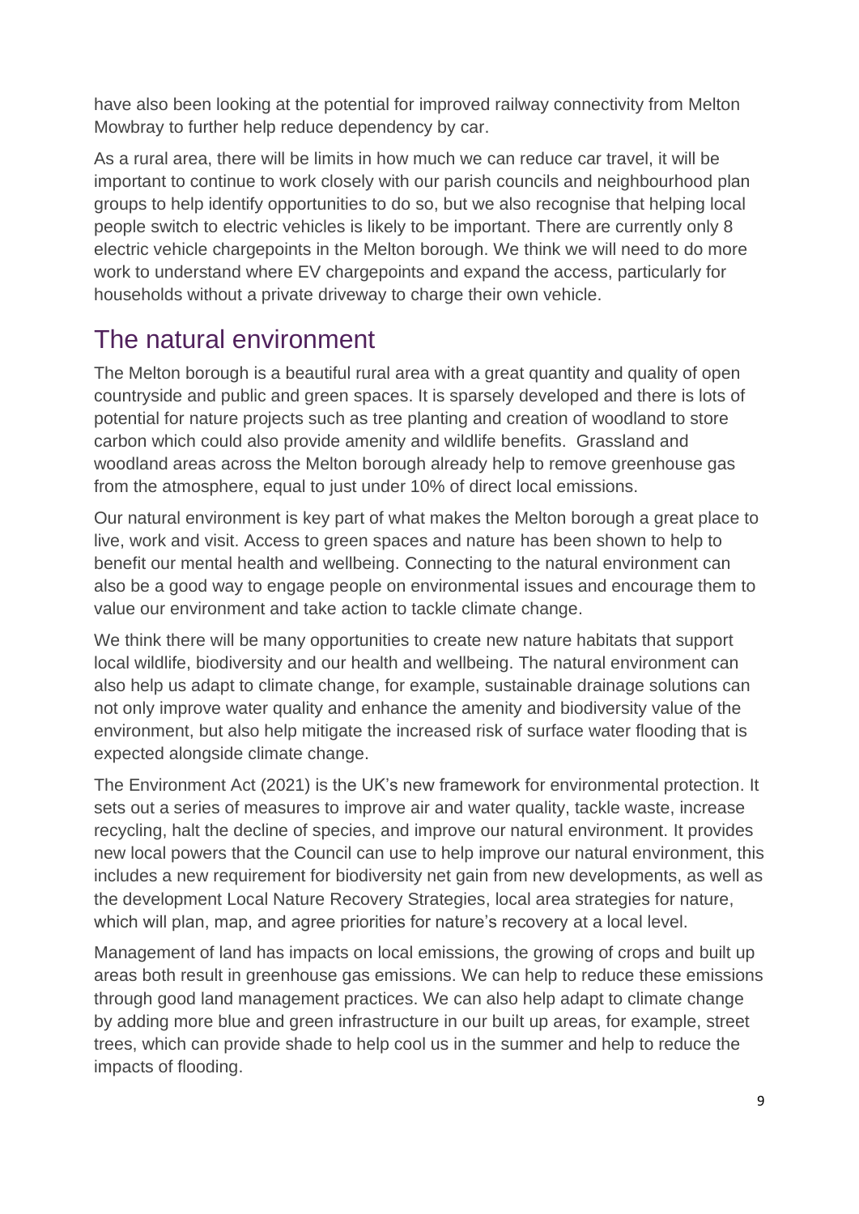have also been looking at the potential for improved railway connectivity from Melton Mowbray to further help reduce dependency by car.

As a rural area, there will be limits in how much we can reduce car travel, it will be important to continue to work closely with our parish councils and neighbourhood plan groups to help identify opportunities to do so, but we also recognise that helping local people switch to electric vehicles is likely to be important. There are currently only 8 electric vehicle chargepoints in the Melton borough. We think we will need to do more work to understand where EV chargepoints and expand the access, particularly for households without a private driveway to charge their own vehicle.

## The natural environment

The Melton borough is a beautiful rural area with a great quantity and quality of open countryside and public and green spaces. It is sparsely developed and there is lots of potential for nature projects such as tree planting and creation of woodland to store carbon which could also provide amenity and wildlife benefits. Grassland and woodland areas across the Melton borough already help to remove greenhouse gas from the atmosphere, equal to just under 10% of direct local emissions.

Our natural environment is key part of what makes the Melton borough a great place to live, work and visit. Access to green spaces and nature has been shown to help to benefit our mental health and wellbeing. Connecting to the natural environment can also be a good way to engage people on environmental issues and encourage them to value our environment and take action to tackle climate change.

We think there will be many opportunities to create new nature habitats that support local wildlife, biodiversity and our health and wellbeing. The natural environment can also help us adapt to climate change, for example, sustainable drainage solutions can not only improve water quality and enhance the amenity and biodiversity value of the environment, but also help mitigate the increased risk of surface water flooding that is expected alongside climate change.

The Environment Act (2021) is the UK's new framework for environmental protection. It sets out a series of measures to improve air and water quality, tackle waste, increase recycling, halt the decline of species, and improve our natural environment. It provides new local powers that the Council can use to help improve our natural environment, this includes a new requirement for biodiversity net gain from new developments, as well as the development Local Nature Recovery Strategies, local area strategies for nature, which will plan, map, and agree priorities for nature's recovery at a local level.

Management of land has impacts on local emissions, the growing of crops and built up areas both result in greenhouse gas emissions. We can help to reduce these emissions through good land management practices. We can also help adapt to climate change by adding more blue and green infrastructure in our built up areas, for example, street trees, which can provide shade to help cool us in the summer and help to reduce the impacts of flooding.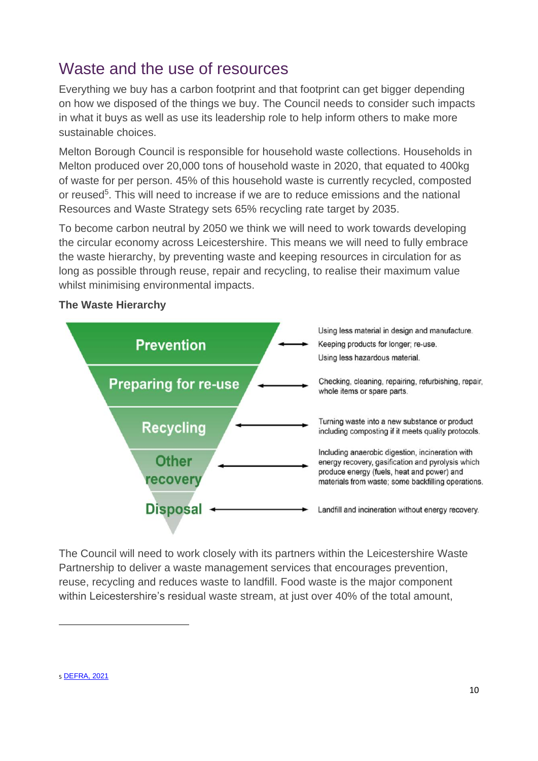## Waste and the use of resources

Everything we buy has a carbon footprint and that footprint can get bigger depending on how we disposed of the things we buy. The Council needs to consider such impacts in what it buys as well as use its leadership role to help inform others to make more sustainable choices.

Melton Borough Council is responsible for household waste collections. Households in Melton produced over 20,000 tons of household waste in 2020, that equated to 400kg of waste for per person. 45% of this household waste is currently recycled, composted or reused[5]. This will need to increase if we are to reduce emissions and the national Resources and Waste Strategy sets 65% recycling rate target by 2035.

To become carbon neutral by 2050 we think we will need to work towards developing the circular economy across Leicestershire. This means we will need to fully embrace the waste hierarchy, by preventing waste and keeping resources in circulation for as long as possible through reuse, repair and recycling, to realise their maximum value whilst minimising environmental impacts.

**The Waste Hierarchy**

| Stage | Description |
| --- | --- |
| Prevention | Using less material in design and manufacture. Keeping products for longer; re-use. Using less hazardous material. |
| Preparing for re-use | Checking, cleaning, repairing, refurbishing, repair, whole items or spare parts. |
| Recycling | Turning waste into a new substance or product including composting if it meets quality protocols. |
| Other recovery | Including anaerobic digestion, incineration with energy recovery, gasification and pyrolysis which produce energy (fuels, heat and power) and materials from waste; some backfilling operations. |
| Disposal | Landfill and incineration without energy recovery. |

The Council will need to work closely with its partners within the Leicestershire Waste Partnership to deliver a waste management services that encourages prevention, reuse, recycling and reduces waste to landfill. Food waste is the major component within Leicestershire's residual waste stream, at just over 40% of the total amount,

---

[5] DEFRA, 2021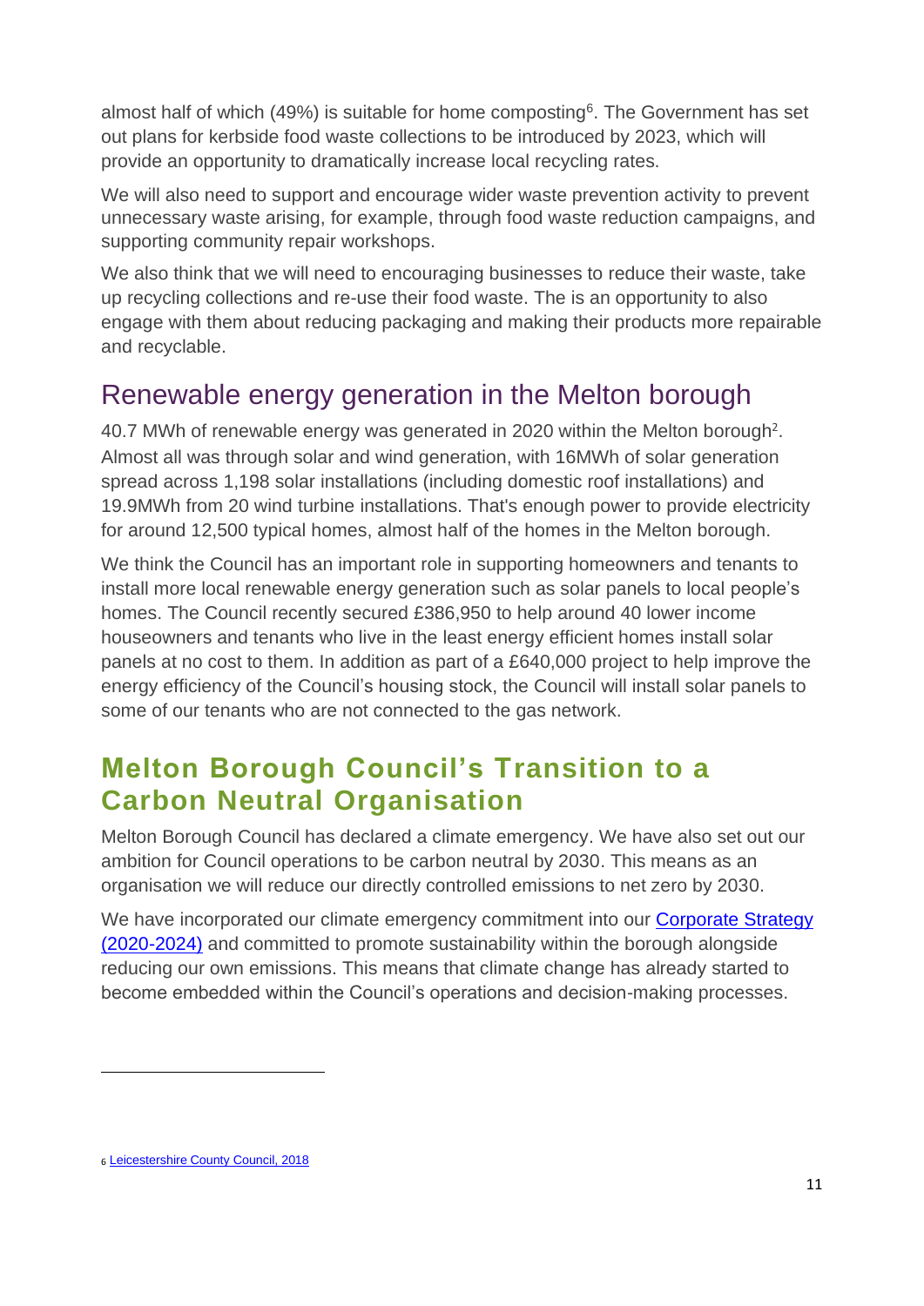almost half of which (49%) is suitable for home composting[6]. The Government has set out plans for kerbside food waste collections to be introduced by 2023, which will provide an opportunity to dramatically increase local recycling rates.

We will also need to support and encourage wider waste prevention activity to prevent unnecessary waste arising, for example, through food waste reduction campaigns, and supporting community repair workshops.

We also think that we will need to encouraging businesses to reduce their waste, take up recycling collections and re-use their food waste. The is an opportunity to also engage with them about reducing packaging and making their products more repairable and recyclable.

## Renewable energy generation in the Melton borough

40.7 MWh of renewable energy was generated in 2020 within the Melton borough[2]. Almost all was through solar and wind generation, with 16MWh of solar generation spread across 1,198 solar installations (including domestic roof installations) and 19.9MWh from 20 wind turbine installations. That's enough power to provide electricity for around 12,500 typical homes, almost half of the homes in the Melton borough.

We think the Council has an important role in supporting homeowners and tenants to install more local renewable energy generation such as solar panels to local people's homes. The Council recently secured £386,950 to help around 40 lower income houseowners and tenants who live in the least energy efficient homes install solar panels at no cost to them. In addition as part of a £640,000 project to help improve the energy efficiency of the Council's housing stock, the Council will install solar panels to some of our tenants who are not connected to the gas network.

# Melton Borough Council's Transition to a Carbon Neutral Organisation

Melton Borough Council has declared a climate emergency. We have also set out our ambition for Council operations to be carbon neutral by 2030. This means as an organisation we will reduce our directly controlled emissions to net zero by 2030.

We have incorporated our climate emergency commitment into our [Corporate Strategy (2020-2024)] and committed to promote sustainability within the borough alongside reducing our own emissions. This means that climate change has already started to become embedded within the Council's operations and decision-making processes.

---

[6] Leicestershire County Council, 2018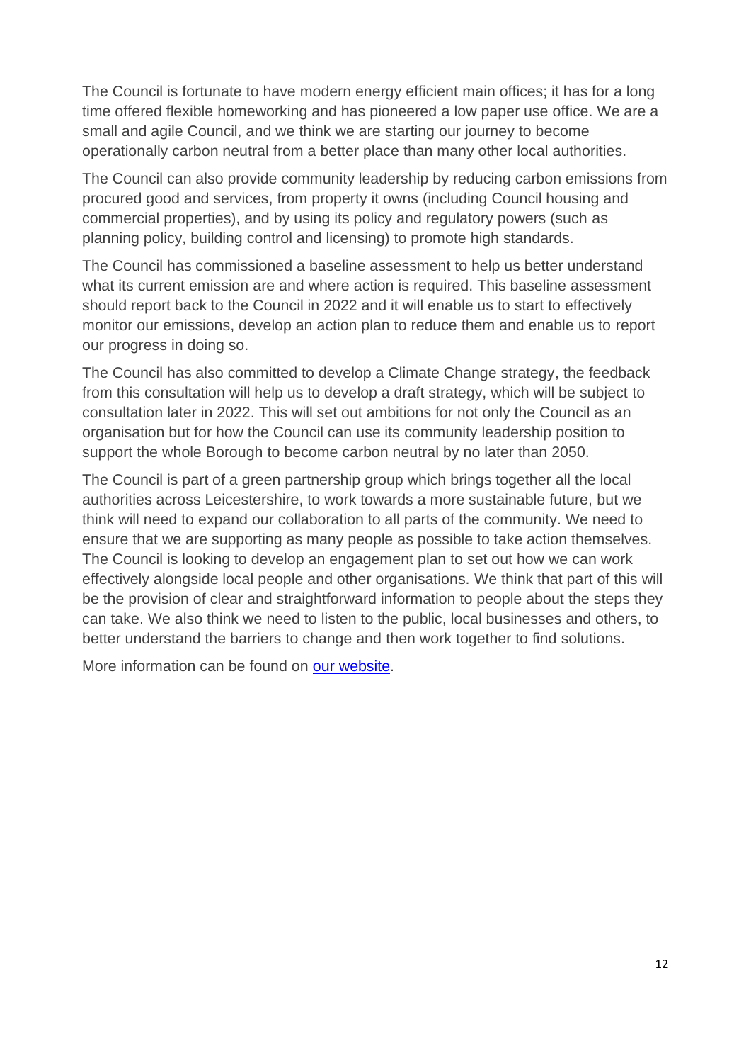The Council is fortunate to have modern energy efficient main offices; it has for a long time offered flexible homeworking and has pioneered a low paper use office. We are a small and agile Council, and we think we are starting our journey to become operationally carbon neutral from a better place than many other local authorities.

The Council can also provide community leadership by reducing carbon emissions from procured good and services, from property it owns (including Council housing and commercial properties), and by using its policy and regulatory powers (such as planning policy, building control and licensing) to promote high standards.

The Council has commissioned a baseline assessment to help us better understand what its current emission are and where action is required. This baseline assessment should report back to the Council in 2022 and it will enable us to start to effectively monitor our emissions, develop an action plan to reduce them and enable us to report our progress in doing so.

The Council has also committed to develop a Climate Change strategy, the feedback from this consultation will help us to develop a draft strategy, which will be subject to consultation later in 2022. This will set out ambitions for not only the Council as an organisation but for how the Council can use its community leadership position to support the whole Borough to become carbon neutral by no later than 2050.

The Council is part of a green partnership group which brings together all the local authorities across Leicestershire, to work towards a more sustainable future, but we think will need to expand our collaboration to all parts of the community. We need to ensure that we are supporting as many people as possible to take action themselves. The Council is looking to develop an engagement plan to set out how we can work effectively alongside local people and other organisations. We think that part of this will be the provision of clear and straightforward information to people about the steps they can take. We also think we need to listen to the public, local businesses and others, to better understand the barriers to change and then work together to find solutions.

More information can be found on our website.